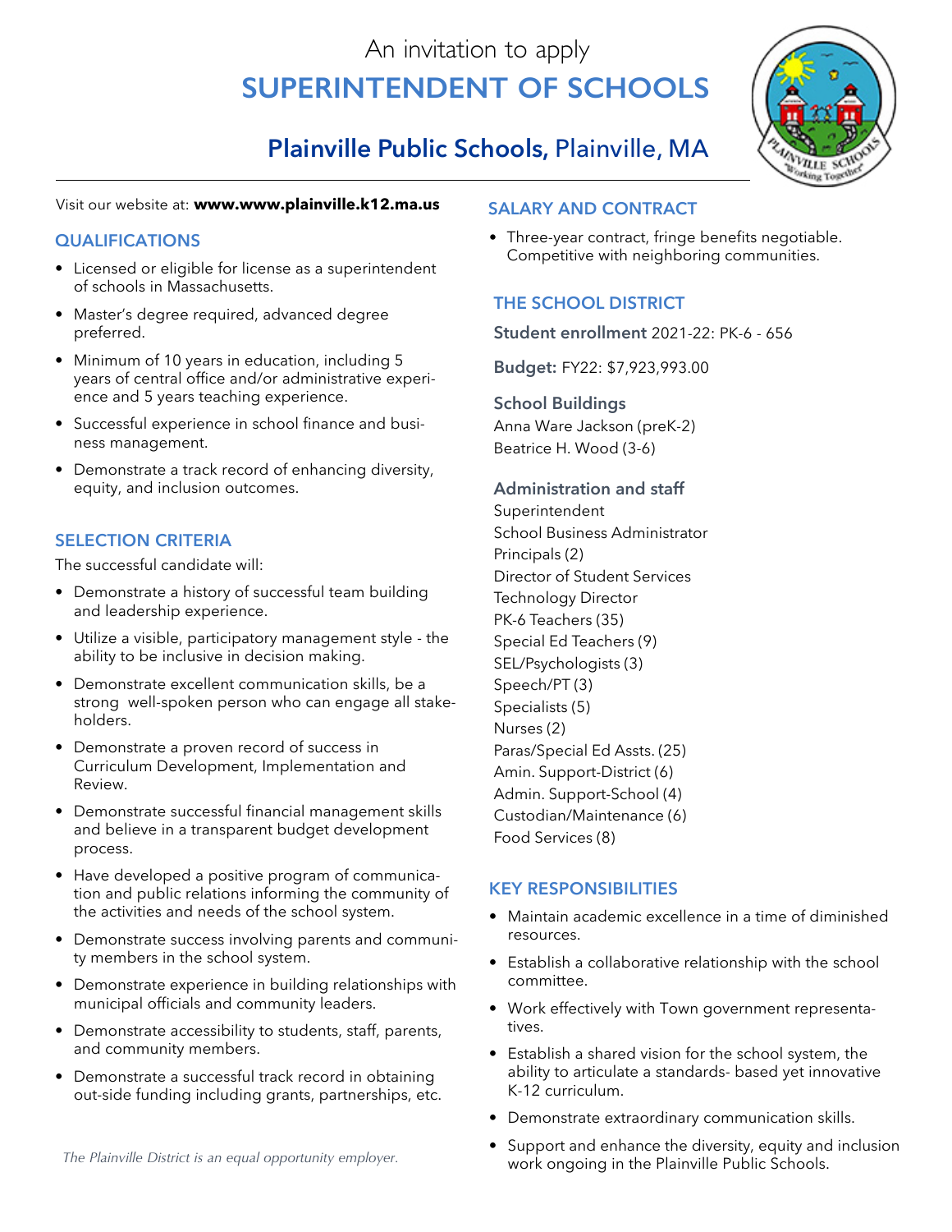An invitation to apply

# SUPERINTENDENT OF SCHOOLS

## **Plainville Public Schools,** Plainville, MA

Visit our website at: **www.www.plainville.k12.ma.us**

### QUALIFICATIONS

- Licensed or eligible for license as a superintendent of schools in Massachusetts.
- Master's degree required, advanced degree preferred.
- Minimum of 10 years in education, including 5 years of central office and/or administrative experience and 5 years teaching experience.
- Successful experience in school finance and business management.
- Demonstrate a track record of enhancing diversity, equity, and inclusion outcomes.

### SELECTION CRITERIA

The successful candidate will:

- Demonstrate a history of successful team building and leadership experience.
- Utilize a visible, participatory management style - the ability to be inclusive in decision making.
- Demonstrate excellent communication skills, be a strong well-spoken person who can engage all stakeholders.
- Demonstrate a proven record of success in Curriculum Development, Implementation and Review.
- Demonstrate successful financial management skills and believe in a transparent budget development process.
- Have developed a positive program of communication and public relations informing the community of the activities and needs of the school system.
- Demonstrate success involving parents and community members in the school system.
- Demonstrate experience in building relationships with municipal officials and community leaders.
- Demonstrate accessibility to students, staff, parents, and community members.
- Demonstrate a successful track record in obtaining out-side funding including grants, partnerships, etc.

*The Plainville District is an equal opportunity employer.*

### SALARY AND CONTRACT

- Three-year contract, fringe benefits negotiable. Competitive with neighboring communities.

### THE SCHOOL DISTRICT

**Student enrollment** 2021-22: PK-6 - 656

**Budget:** FY22: $7,923,993.00

**School Buildings**

Anna Ware Jackson (preK-2)
Beatrice H. Wood (3-6)

**Administration and staff**

Superintendent
School Business Administrator
Principals (2)
Director of Student Services
Technology Director
PK-6 Teachers (35)
Special Ed Teachers (9)
SEL/Psychologists (3)
Speech/PT (3)
Specialists (5)
Nurses (2)
Paras/Special Ed Assts. (25)
Amin. Support-District (6)
Admin. Support-School (4)
Custodian/Maintenance (6)
Food Services (8)

### KEY RESPONSIBILITIES

- Maintain academic excellence in a time of diminished resources.
- Establish a collaborative relationship with the school committee.
- Work effectively with Town government representatives.
- Establish a shared vision for the school system, the ability to articulate a standards- based yet innovative K-12 curriculum.
- Demonstrate extraordinary communication skills.
- Support and enhance the diversity, equity and inclusion work ongoing in the Plainville Public Schools.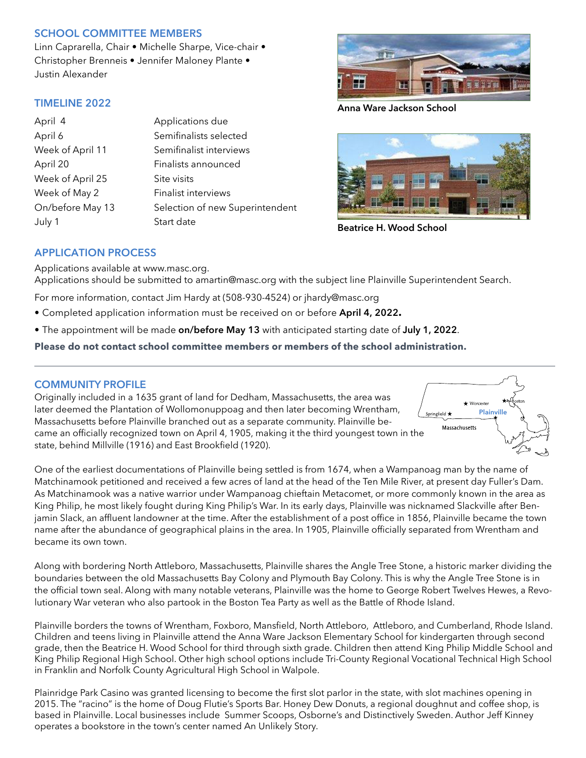## SCHOOL COMMITTEE MEMBERS

Linn Caprarella, Chair • Michelle Sharpe, Vice-chair • Christopher Brenneis • Jennifer Maloney Plante • Justin Alexander

## TIMELINE 2022

| | |
|---|---|
| April 4 | Applications due |
| April 6 | Semifinalists selected |
| Week of April 11 | Semifinalist interviews |
| April 20 | Finalists announced |
| Week of April 25 | Site visits |
| Week of May 2 | Finalist interviews |
| On/before May 13 | Selection of new Superintendent |
| July 1 | Start date |

**Anna Ware Jackson School**

**Beatrice H. Wood School**

## APPLICATION PROCESS

Applications available at www.masc.org.
Applications should be submitted to amartin@masc.org with the subject line Plainville Superintendent Search.

For more information, contact Jim Hardy at (508-930-4524) or jhardy@masc.org

- Completed application information must be received on or before **April 4, 2022.**
- The appointment will be made **on/before May 13** with anticipated starting date of **July 1, 2022**.

**Please do not contact school committee members or members of the school administration.**

## COMMUNITY PROFILE

Originally included in a 1635 grant of land for Dedham, Massachusetts, the area was later deemed the Plantation of Wollomonuppoag and then later becoming Wrentham, Massachusetts before Plainville branched out as a separate community. Plainville became an officially recognized town on April 4, 1905, making it the third youngest town in the state, behind Millville (1916) and East Brookfield (1920).

Worcester
Boston
Springfield
Plainville
Massachusetts

One of the earliest documentations of Plainville being settled is from 1674, when a Wampanoag man by the name of Matchinamook petitioned and received a few acres of land at the head of the Ten Mile River, at present day Fuller's Dam. As Matchinamook was a native warrior under Wampanoag chieftain Metacomet, or more commonly known in the area as King Philip, he most likely fought during King Philip's War. In its early days, Plainville was nicknamed Slackville after Benjamin Slack, an affluent landowner at the time. After the establishment of a post office in 1856, Plainville became the town name after the abundance of geographical plains in the area. In 1905, Plainville officially separated from Wrentham and became its own town.

Along with bordering North Attleboro, Massachusetts, Plainville shares the Angle Tree Stone, a historic marker dividing the boundaries between the old Massachusetts Bay Colony and Plymouth Bay Colony. This is why the Angle Tree Stone is in the official town seal. Along with many notable veterans, Plainville was the home to George Robert Twelves Hewes, a Revolutionary War veteran who also partook in the Boston Tea Party as well as the Battle of Rhode Island.

Plainville borders the towns of Wrentham, Foxboro, Mansfield, North Attleboro, Attleboro, and Cumberland, Rhode Island. Children and teens living in Plainville attend the Anna Ware Jackson Elementary School for kindergarten through second grade, then the Beatrice H. Wood School for third through sixth grade. Children then attend King Philip Middle School and King Philip Regional High School. Other high school options include Tri-County Regional Vocational Technical High School in Franklin and Norfolk County Agricultural High School in Walpole.

Plainridge Park Casino was granted licensing to become the first slot parlor in the state, with slot machines opening in 2015. The "racino" is the home of Doug Flutie's Sports Bar. Honey Dew Donuts, a regional doughnut and coffee shop, is based in Plainville. Local businesses include Summer Scoops, Osborne's and Distinctively Sweden. Author Jeff Kinney operates a bookstore in the town's center named An Unlikely Story.